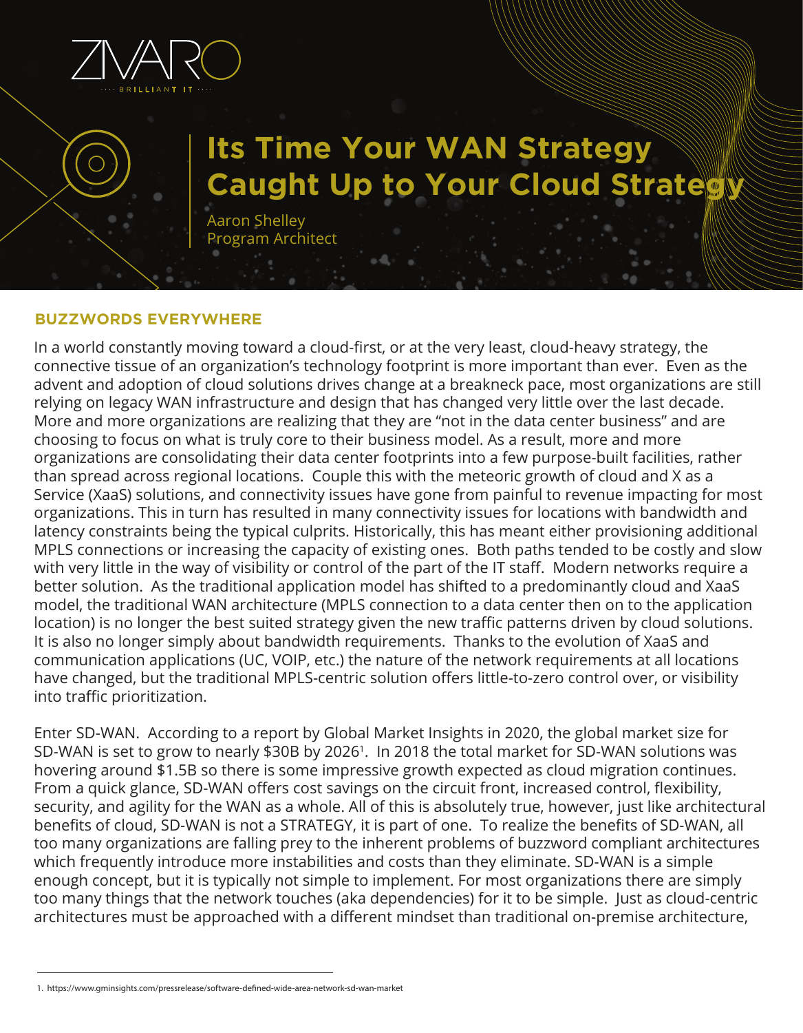ZIVARO
BRILLIANT IT

# Its Time Your WAN Strategy Caught Up to Your Cloud Strategy

Aaron Shelley
Program Architect

## BUZZWORDS EVERYWHERE

In a world constantly moving toward a cloud-first, or at the very least, cloud-heavy strategy, the connective tissue of an organization's technology footprint is more important than ever. Even as the advent and adoption of cloud solutions drives change at a breakneck pace, most organizations are still relying on legacy WAN infrastructure and design that has changed very little over the last decade. More and more organizations are realizing that they are "not in the data center business" and are choosing to focus on what is truly core to their business model. As a result, more and more organizations are consolidating their data center footprints into a few purpose-built facilities, rather than spread across regional locations. Couple this with the meteoric growth of cloud and X as a Service (XaaS) solutions, and connectivity issues have gone from painful to revenue impacting for most organizations. This in turn has resulted in many connectivity issues for locations with bandwidth and latency constraints being the typical culprits. Historically, this has meant either provisioning additional MPLS connections or increasing the capacity of existing ones. Both paths tended to be costly and slow with very little in the way of visibility or control of the part of the IT staff. Modern networks require a better solution. As the traditional application model has shifted to a predominantly cloud and XaaS model, the traditional WAN architecture (MPLS connection to a data center then on to the application location) is no longer the best suited strategy given the new traffic patterns driven by cloud solutions. It is also no longer simply about bandwidth requirements. Thanks to the evolution of XaaS and communication applications (UC, VOIP, etc.) the nature of the network requirements at all locations have changed, but the traditional MPLS-centric solution offers little-to-zero control over, or visibility into traffic prioritization.

Enter SD-WAN. According to a report by Global Market Insights in 2020, the global market size for SD-WAN is set to grow to nearly $30B by 2026[1]. In 2018 the total market for SD-WAN solutions was hovering around $1.5B so there is some impressive growth expected as cloud migration continues. From a quick glance, SD-WAN offers cost savings on the circuit front, increased control, flexibility, security, and agility for the WAN as a whole. All of this is absolutely true, however, just like architectural benefits of cloud, SD-WAN is not a STRATEGY, it is part of one. To realize the benefits of SD-WAN, all too many organizations are falling prey to the inherent problems of buzzword compliant architectures which frequently introduce more instabilities and costs than they eliminate. SD-WAN is a simple enough concept, but it is typically not simple to implement. For most organizations there are simply too many things that the network touches (aka dependencies) for it to be simple. Just as cloud-centric architectures must be approached with a different mindset than traditional on-premise architecture,

---

1. https://www.gminsights.com/pressrelease/software-defined-wide-area-network-sd-wan-market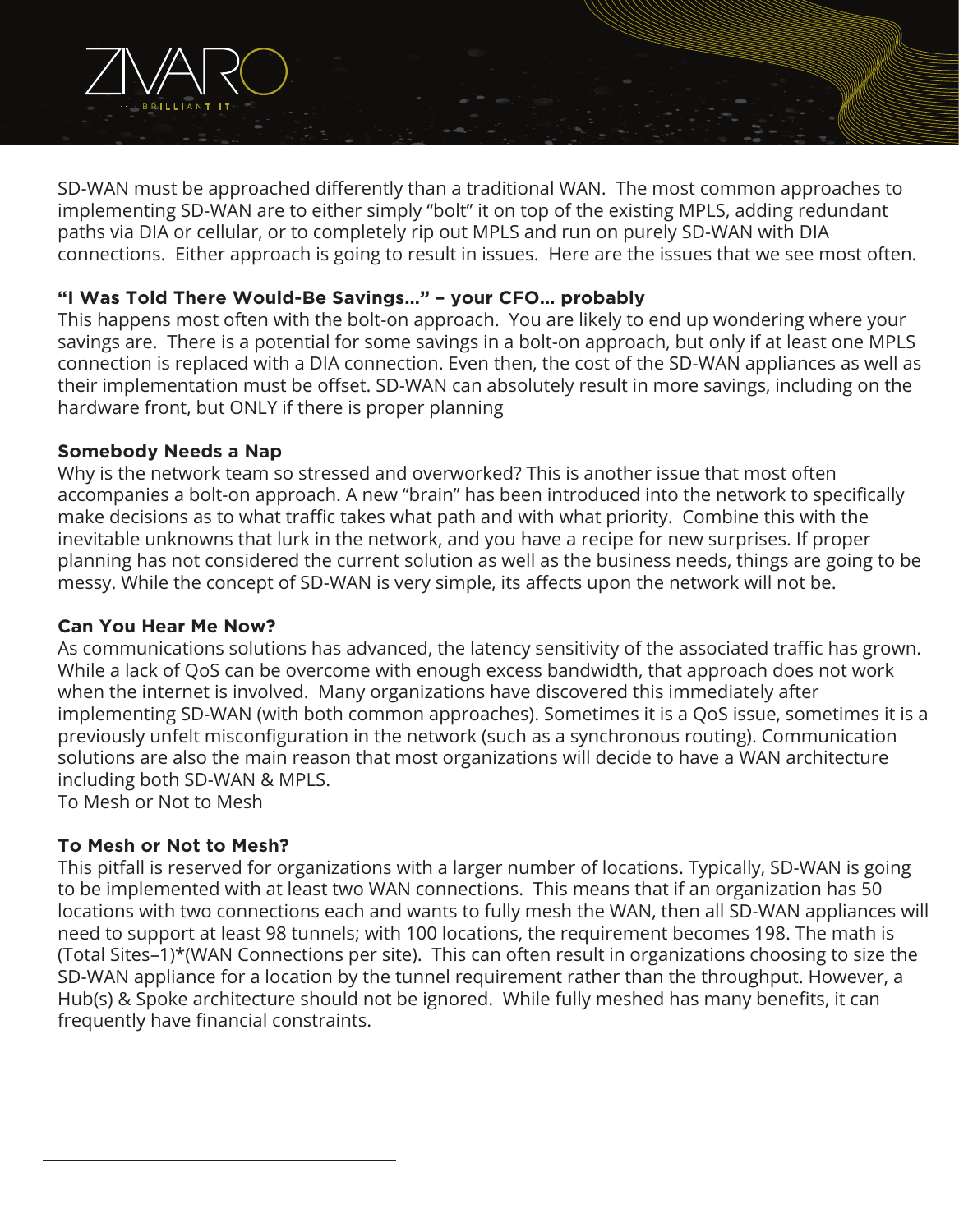SD-WAN must be approached differently than a traditional WAN. The most common approaches to implementing SD-WAN are to either simply "bolt" it on top of the existing MPLS, adding redundant paths via DIA or cellular, or to completely rip out MPLS and run on purely SD-WAN with DIA connections. Either approach is going to result in issues. Here are the issues that we see most often.

### "I Was Told There Would-Be Savings..." – your CFO... probably

This happens most often with the bolt-on approach. You are likely to end up wondering where your savings are. There is a potential for some savings in a bolt-on approach, but only if at least one MPLS connection is replaced with a DIA connection. Even then, the cost of the SD-WAN appliances as well as their implementation must be offset. SD-WAN can absolutely result in more savings, including on the hardware front, but ONLY if there is proper planning

### Somebody Needs a Nap

Why is the network team so stressed and overworked? This is another issue that most often accompanies a bolt-on approach. A new "brain" has been introduced into the network to specifically make decisions as to what traffic takes what path and with what priority. Combine this with the inevitable unknowns that lurk in the network, and you have a recipe for new surprises. If proper planning has not considered the current solution as well as the business needs, things are going to be messy. While the concept of SD-WAN is very simple, its affects upon the network will not be.

### Can You Hear Me Now?

As communications solutions has advanced, the latency sensitivity of the associated traffic has grown. While a lack of QoS can be overcome with enough excess bandwidth, that approach does not work when the internet is involved. Many organizations have discovered this immediately after implementing SD-WAN (with both common approaches). Sometimes it is a QoS issue, sometimes it is a previously unfelt misconfiguration in the network (such as a synchronous routing). Communication solutions are also the main reason that most organizations will decide to have a WAN architecture including both SD-WAN & MPLS.
To Mesh or Not to Mesh

### To Mesh or Not to Mesh?

This pitfall is reserved for organizations with a larger number of locations. Typically, SD-WAN is going to be implemented with at least two WAN connections. This means that if an organization has 50 locations with two connections each and wants to fully mesh the WAN, then all SD-WAN appliances will need to support at least 98 tunnels; with 100 locations, the requirement becomes 198. The math is (Total Sites–1)*(WAN Connections per site). This can often result in organizations choosing to size the SD-WAN appliance for a location by the tunnel requirement rather than the throughput. However, a Hub(s) & Spoke architecture should not be ignored. While fully meshed has many benefits, it can frequently have financial constraints.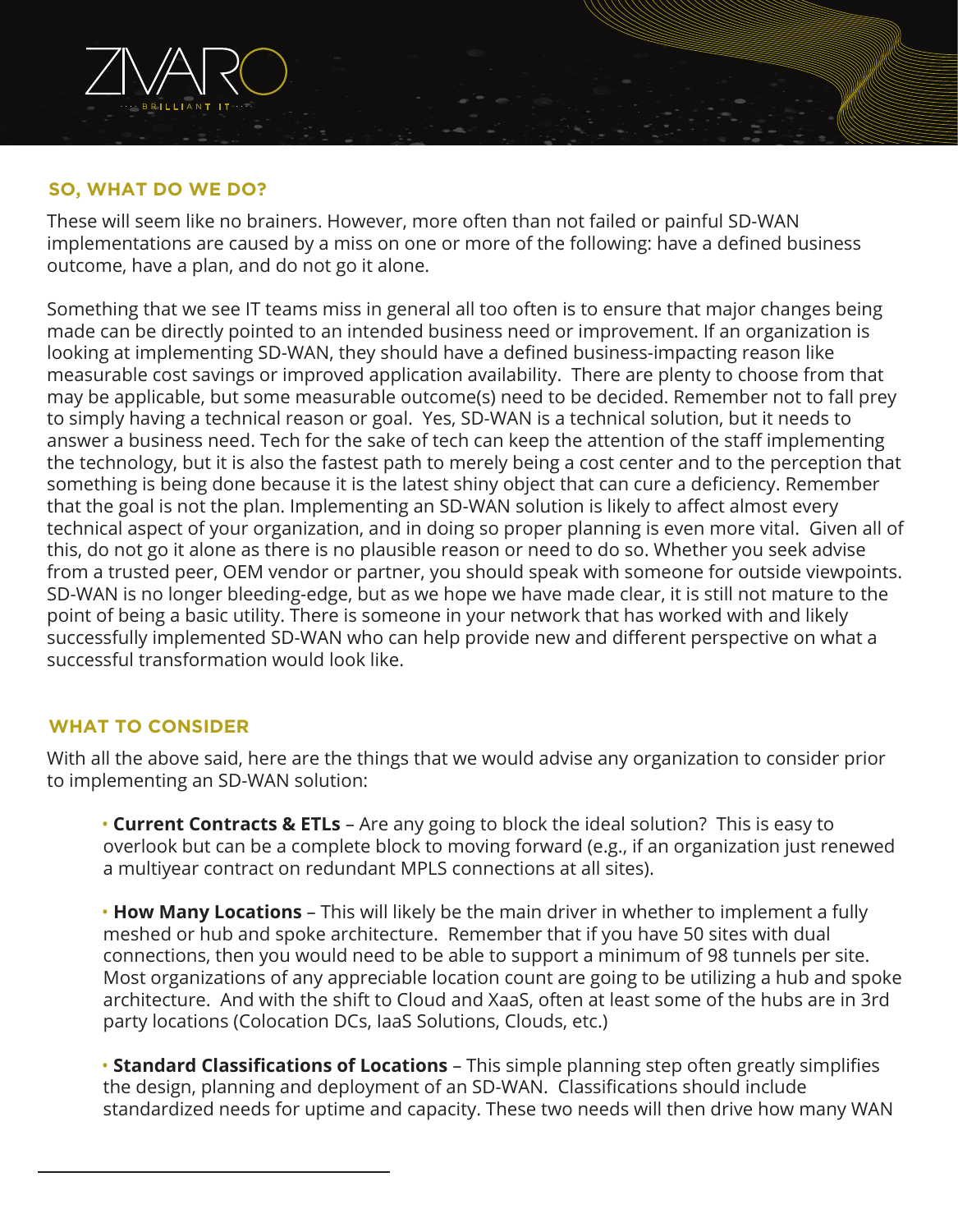## SO, WHAT DO WE DO?

These will seem like no brainers. However, more often than not failed or painful SD-WAN implementations are caused by a miss on one or more of the following: have a defined business outcome, have a plan, and do not go it alone.

Something that we see IT teams miss in general all too often is to ensure that major changes being made can be directly pointed to an intended business need or improvement. If an organization is looking at implementing SD-WAN, they should have a defined business-impacting reason like measurable cost savings or improved application availability. There are plenty to choose from that may be applicable, but some measurable outcome(s) need to be decided. Remember not to fall prey to simply having a technical reason or goal. Yes, SD-WAN is a technical solution, but it needs to answer a business need. Tech for the sake of tech can keep the attention of the staff implementing the technology, but it is also the fastest path to merely being a cost center and to the perception that something is being done because it is the latest shiny object that can cure a deficiency. Remember that the goal is not the plan. Implementing an SD-WAN solution is likely to affect almost every technical aspect of your organization, and in doing so proper planning is even more vital. Given all of this, do not go it alone as there is no plausible reason or need to do so. Whether you seek advise from a trusted peer, OEM vendor or partner, you should speak with someone for outside viewpoints. SD-WAN is no longer bleeding-edge, but as we hope we have made clear, it is still not mature to the point of being a basic utility. There is someone in your network that has worked with and likely successfully implemented SD-WAN who can help provide new and different perspective on what a successful transformation would look like.

## WHAT TO CONSIDER

With all the above said, here are the things that we would advise any organization to consider prior to implementing an SD-WAN solution:

- **Current Contracts & ETLs** – Are any going to block the ideal solution? This is easy to overlook but can be a complete block to moving forward (e.g., if an organization just renewed a multiyear contract on redundant MPLS connections at all sites).

- **How Many Locations** – This will likely be the main driver in whether to implement a fully meshed or hub and spoke architecture. Remember that if you have 50 sites with dual connections, then you would need to be able to support a minimum of 98 tunnels per site. Most organizations of any appreciable location count are going to be utilizing a hub and spoke architecture. And with the shift to Cloud and XaaS, often at least some of the hubs are in 3rd party locations (Colocation DCs, IaaS Solutions, Clouds, etc.)

- **Standard Classifications of Locations** – This simple planning step often greatly simplifies the design, planning and deployment of an SD-WAN. Classifications should include standardized needs for uptime and capacity. These two needs will then drive how many WAN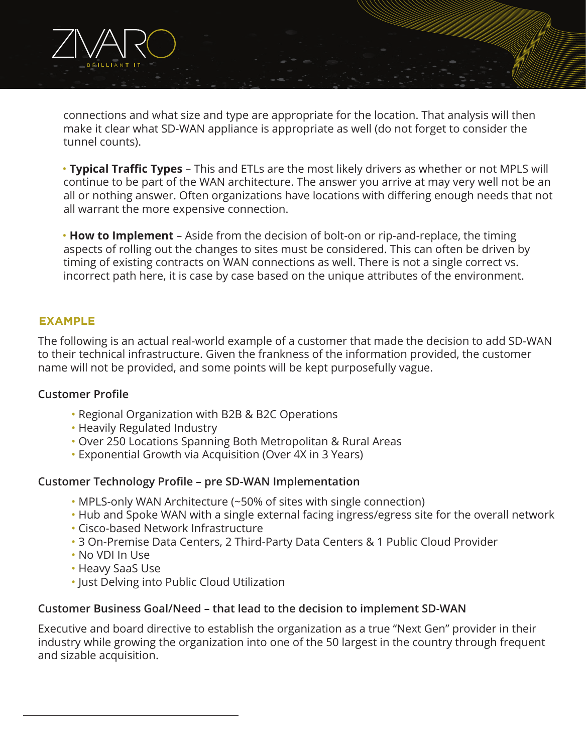connections and what size and type are appropriate for the location. That analysis will then make it clear what SD-WAN appliance is appropriate as well (do not forget to consider the tunnel counts).

- **Typical Traffic Types** – This and ETLs are the most likely drivers as whether or not MPLS will continue to be part of the WAN architecture. The answer you arrive at may very well not be an all or nothing answer. Often organizations have locations with differing enough needs that not all warrant the more expensive connection.

- **How to Implement** – Aside from the decision of bolt-on or rip-and-replace, the timing aspects of rolling out the changes to sites must be considered. This can often be driven by timing of existing contracts on WAN connections as well. There is not a single correct vs. incorrect path here, it is case by case based on the unique attributes of the environment.

## EXAMPLE

The following is an actual real-world example of a customer that made the decision to add SD-WAN to their technical infrastructure. Given the frankness of the information provided, the customer name will not be provided, and some points will be kept purposefully vague.

### Customer Profile

- Regional Organization with B2B & B2C Operations
- Heavily Regulated Industry
- Over 250 Locations Spanning Both Metropolitan & Rural Areas
- Exponential Growth via Acquisition (Over 4X in 3 Years)

### Customer Technology Profile – pre SD-WAN Implementation

- MPLS-only WAN Architecture (~50% of sites with single connection)
- Hub and Spoke WAN with a single external facing ingress/egress site for the overall network
- Cisco-based Network Infrastructure
- 3 On-Premise Data Centers, 2 Third-Party Data Centers & 1 Public Cloud Provider
- No VDI In Use
- Heavy SaaS Use
- Just Delving into Public Cloud Utilization

### Customer Business Goal/Need – that lead to the decision to implement SD-WAN

Executive and board directive to establish the organization as a true "Next Gen" provider in their industry while growing the organization into one of the 50 largest in the country through frequent and sizable acquisition.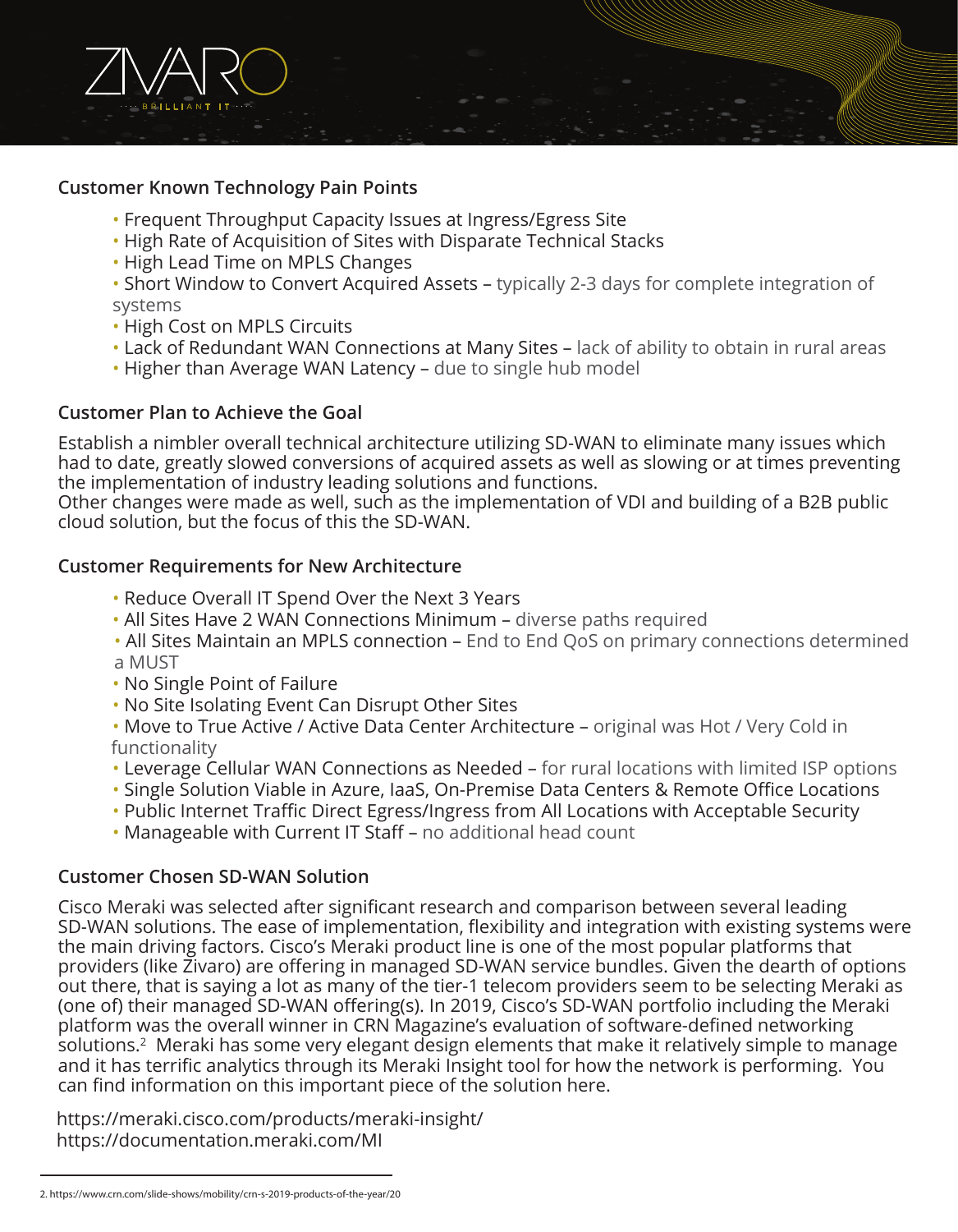### Customer Known Technology Pain Points

- Frequent Throughput Capacity Issues at Ingress/Egress Site
- High Rate of Acquisition of Sites with Disparate Technical Stacks
- High Lead Time on MPLS Changes
- Short Window to Convert Acquired Assets – typically 2-3 days for complete integration of systems
- High Cost on MPLS Circuits
- Lack of Redundant WAN Connections at Many Sites – lack of ability to obtain in rural areas
- Higher than Average WAN Latency – due to single hub model

### Customer Plan to Achieve the Goal

Establish a nimbler overall technical architecture utilizing SD-WAN to eliminate many issues which had to date, greatly slowed conversions of acquired assets as well as slowing or at times preventing the implementation of industry leading solutions and functions.
Other changes were made as well, such as the implementation of VDI and building of a B2B public cloud solution, but the focus of this the SD-WAN.

### Customer Requirements for New Architecture

- Reduce Overall IT Spend Over the Next 3 Years
- All Sites Have 2 WAN Connections Minimum – diverse paths required
- All Sites Maintain an MPLS connection – End to End QoS on primary connections determined a MUST
- No Single Point of Failure
- No Site Isolating Event Can Disrupt Other Sites
- Move to True Active / Active Data Center Architecture – original was Hot / Very Cold in functionality
- Leverage Cellular WAN Connections as Needed – for rural locations with limited ISP options
- Single Solution Viable in Azure, IaaS, On-Premise Data Centers & Remote Office Locations
- Public Internet Traffic Direct Egress/Ingress from All Locations with Acceptable Security
- Manageable with Current IT Staff – no additional head count

### Customer Chosen SD-WAN Solution

Cisco Meraki was selected after significant research and comparison between several leading SD-WAN solutions. The ease of implementation, flexibility and integration with existing systems were the main driving factors. Cisco's Meraki product line is one of the most popular platforms that providers (like Zivaro) are offering in managed SD-WAN service bundles. Given the dearth of options out there, that is saying a lot as many of the tier-1 telecom providers seem to be selecting Meraki as (one of) their managed SD-WAN offering(s). In 2019, Cisco's SD-WAN portfolio including the Meraki platform was the overall winner in CRN Magazine's evaluation of software-defined networking solutions.[2] Meraki has some very elegant design elements that make it relatively simple to manage and it has terrific analytics through its Meraki Insight tool for how the network is performing. You can find information on this important piece of the solution here.

https://meraki.cisco.com/products/meraki-insight/
https://documentation.meraki.com/MI

---

2. https://www.crn.com/slide-shows/mobility/crn-s-2019-products-of-the-year/20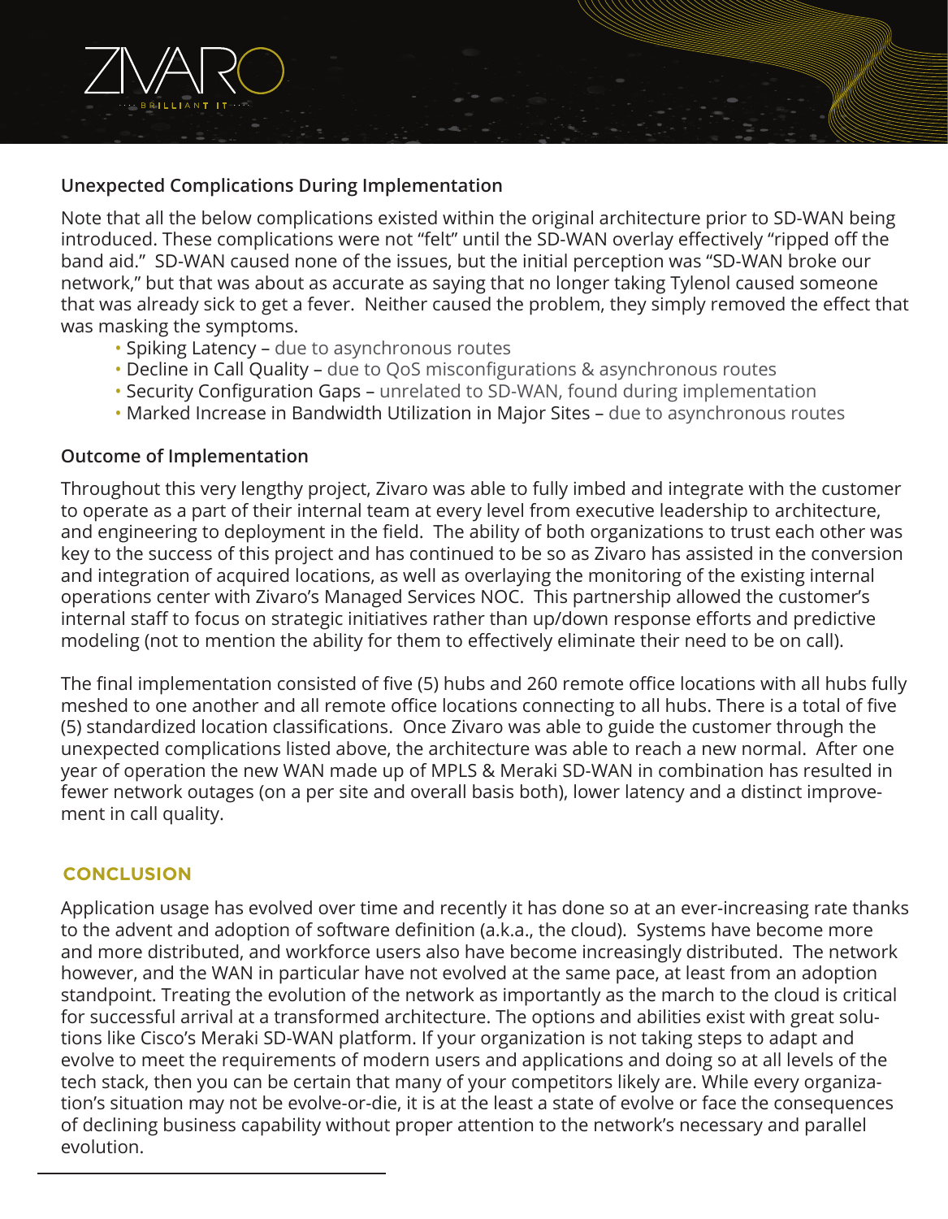### Unexpected Complications During Implementation

Note that all the below complications existed within the original architecture prior to SD-WAN being introduced. These complications were not "felt" until the SD-WAN overlay effectively "ripped off the band aid." SD-WAN caused none of the issues, but the initial perception was "SD-WAN broke our network," but that was about as accurate as saying that no longer taking Tylenol caused someone that was already sick to get a fever. Neither caused the problem, they simply removed the effect that was masking the symptoms.

- Spiking Latency – due to asynchronous routes
- Decline in Call Quality – due to QoS misconfigurations & asynchronous routes
- Security Configuration Gaps – unrelated to SD-WAN, found during implementation
- Marked Increase in Bandwidth Utilization in Major Sites – due to asynchronous routes

### Outcome of Implementation

Throughout this very lengthy project, Zivaro was able to fully imbed and integrate with the customer to operate as a part of their internal team at every level from executive leadership to architecture, and engineering to deployment in the field. The ability of both organizations to trust each other was key to the success of this project and has continued to be so as Zivaro has assisted in the conversion and integration of acquired locations, as well as overlaying the monitoring of the existing internal operations center with Zivaro's Managed Services NOC. This partnership allowed the customer's internal staff to focus on strategic initiatives rather than up/down response efforts and predictive modeling (not to mention the ability for them to effectively eliminate their need to be on call).

The final implementation consisted of five (5) hubs and 260 remote office locations with all hubs fully meshed to one another and all remote office locations connecting to all hubs. There is a total of five (5) standardized location classifications. Once Zivaro was able to guide the customer through the unexpected complications listed above, the architecture was able to reach a new normal. After one year of operation the new WAN made up of MPLS & Meraki SD-WAN in combination has resulted in fewer network outages (on a per site and overall basis both), lower latency and a distinct improvement in call quality.

## CONCLUSION

Application usage has evolved over time and recently it has done so at an ever-increasing rate thanks to the advent and adoption of software definition (a.k.a., the cloud). Systems have become more and more distributed, and workforce users also have become increasingly distributed. The network however, and the WAN in particular have not evolved at the same pace, at least from an adoption standpoint. Treating the evolution of the network as importantly as the march to the cloud is critical for successful arrival at a transformed architecture. The options and abilities exist with great solutions like Cisco's Meraki SD-WAN platform. If your organization is not taking steps to adapt and evolve to meet the requirements of modern users and applications and doing so at all levels of the tech stack, then you can be certain that many of your competitors likely are. While every organization's situation may not be evolve-or-die, it is at the least a state of evolve or face the consequences of declining business capability without proper attention to the network's necessary and parallel evolution.